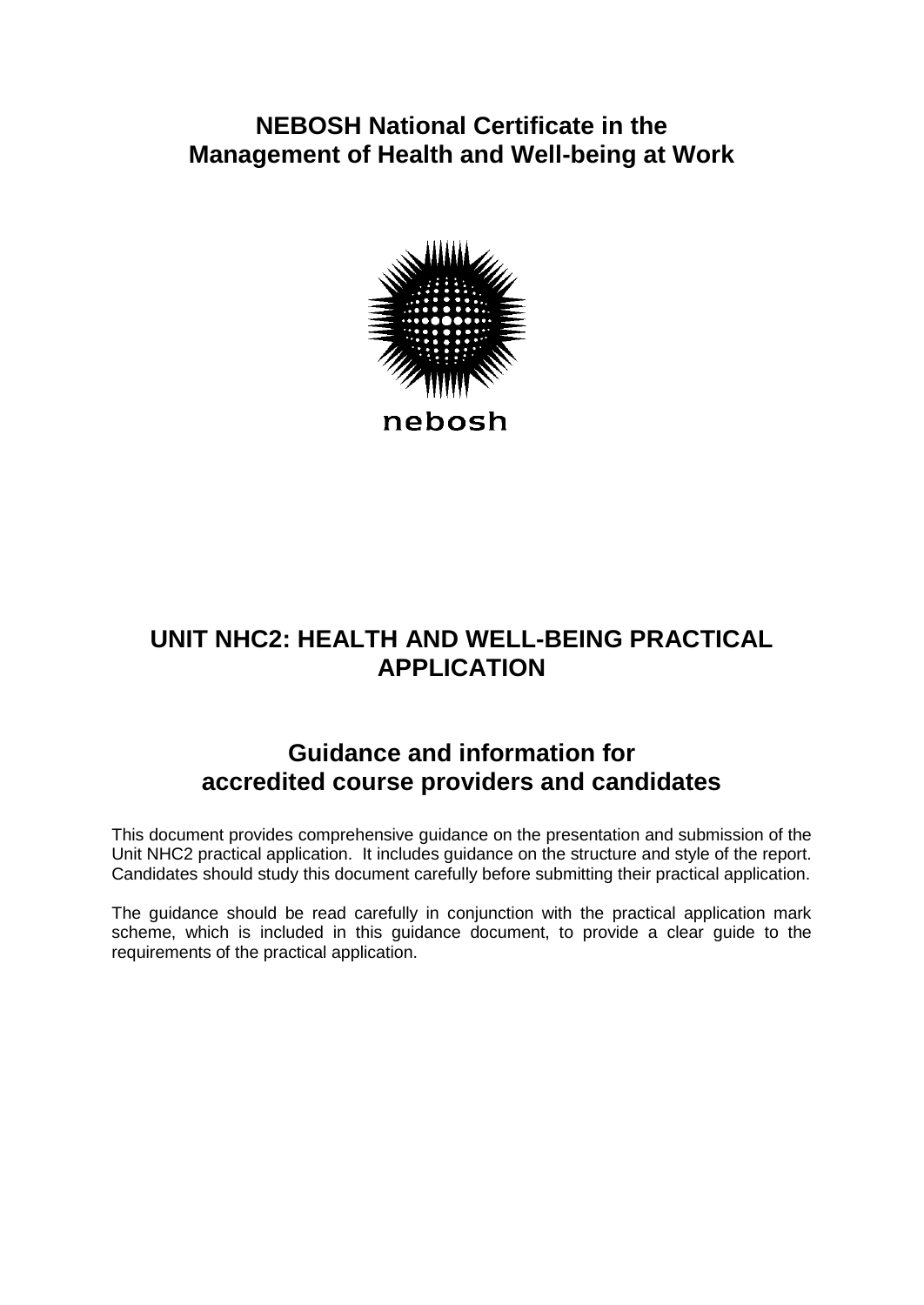# NEBOSH National Certificate in the Management of Health and Well-being at Work

nebosh

## UNIT NHC2: HEALTH AND WELL-BEING PRACTICAL APPLICATION

## Guidance and information for accredited course providers and candidates

This document provides comprehensive guidance on the presentation and submission of the Unit NHC2 practical application. It includes guidance on the structure and style of the report. Candidates should study this document carefully before submitting their practical application.

The guidance should be read carefully in conjunction with the practical application mark scheme, which is included in this guidance document, to provide a clear guide to the requirements of the practical application.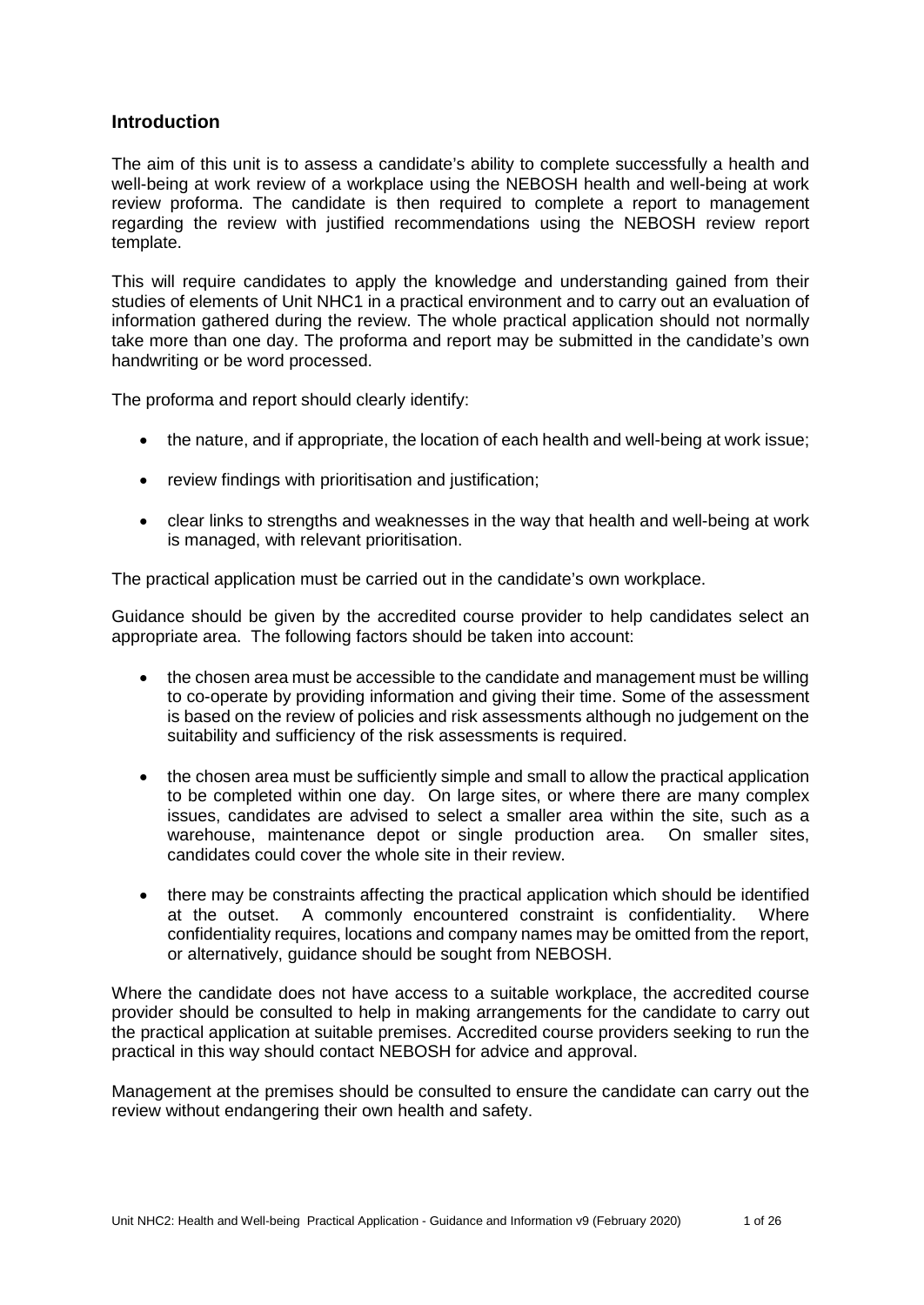## Introduction

The aim of this unit is to assess a candidate's ability to complete successfully a health and well-being at work review of a workplace using the NEBOSH health and well-being at work review proforma. The candidate is then required to complete a report to management regarding the review with justified recommendations using the NEBOSH review report template.

This will require candidates to apply the knowledge and understanding gained from their studies of elements of Unit NHC1 in a practical environment and to carry out an evaluation of information gathered during the review. The whole practical application should not normally take more than one day. The proforma and report may be submitted in the candidate's own handwriting or be word processed.

The proforma and report should clearly identify:

- the nature, and if appropriate, the location of each health and well-being at work issue;
- review findings with prioritisation and justification;
- clear links to strengths and weaknesses in the way that health and well-being at work is managed, with relevant prioritisation.

The practical application must be carried out in the candidate's own workplace.

Guidance should be given by the accredited course provider to help candidates select an appropriate area. The following factors should be taken into account:

- the chosen area must be accessible to the candidate and management must be willing to co-operate by providing information and giving their time. Some of the assessment is based on the review of policies and risk assessments although no judgement on the suitability and sufficiency of the risk assessments is required.
- the chosen area must be sufficiently simple and small to allow the practical application to be completed within one day. On large sites, or where there are many complex issues, candidates are advised to select a smaller area within the site, such as a warehouse, maintenance depot or single production area. On smaller sites, candidates could cover the whole site in their review.
- there may be constraints affecting the practical application which should be identified at the outset. A commonly encountered constraint is confidentiality. Where confidentiality requires, locations and company names may be omitted from the report, or alternatively, guidance should be sought from NEBOSH.

Where the candidate does not have access to a suitable workplace, the accredited course provider should be consulted to help in making arrangements for the candidate to carry out the practical application at suitable premises. Accredited course providers seeking to run the practical in this way should contact NEBOSH for advice and approval.

Management at the premises should be consulted to ensure the candidate can carry out the review without endangering their own health and safety.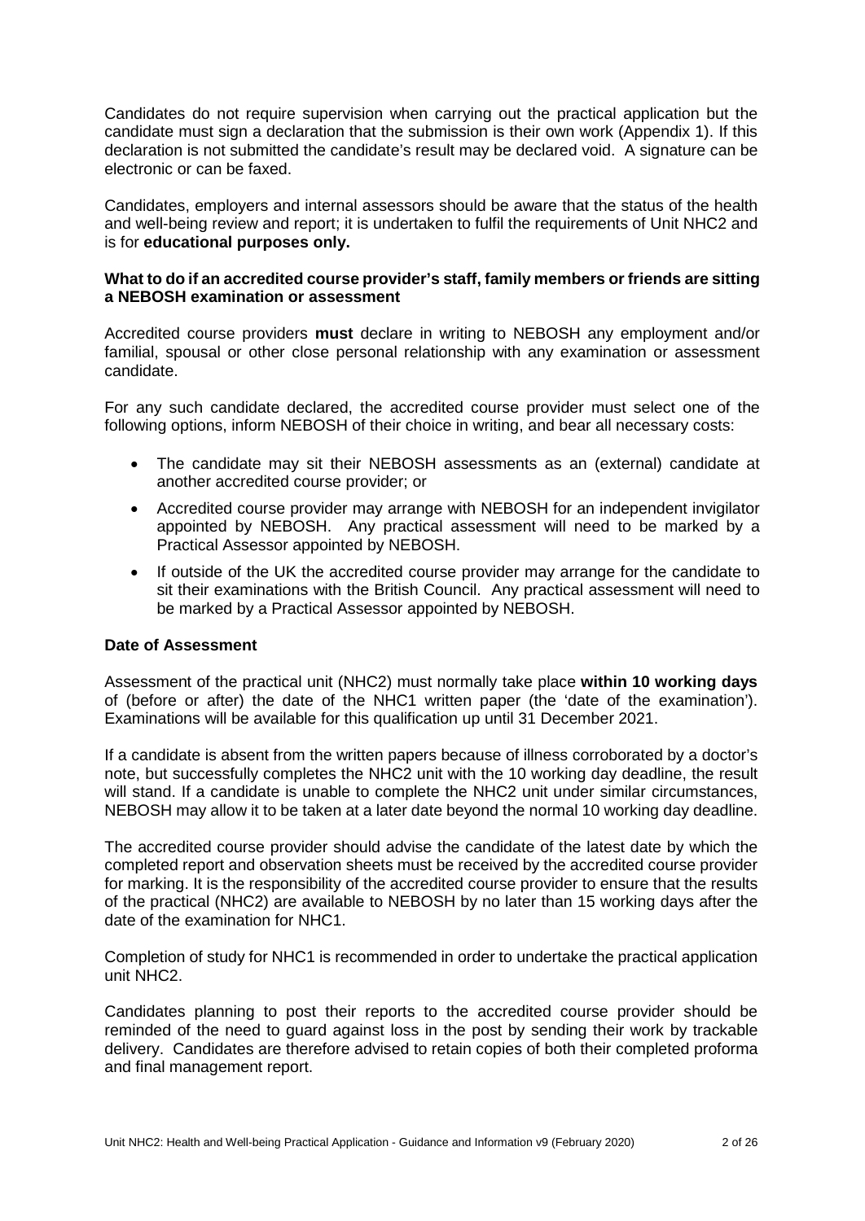Candidates do not require supervision when carrying out the practical application but the candidate must sign a declaration that the submission is their own work (Appendix 1). If this declaration is not submitted the candidate's result may be declared void. A signature can be electronic or can be faxed.

Candidates, employers and internal assessors should be aware that the status of the health and well-being review and report; it is undertaken to fulfil the requirements of Unit NHC2 and is for **educational purposes only.**

**What to do if an accredited course provider's staff, family members or friends are sitting a NEBOSH examination or assessment**

Accredited course providers **must** declare in writing to NEBOSH any employment and/or familial, spousal or other close personal relationship with any examination or assessment candidate.

For any such candidate declared, the accredited course provider must select one of the following options, inform NEBOSH of their choice in writing, and bear all necessary costs:

- The candidate may sit their NEBOSH assessments as an (external) candidate at another accredited course provider; or
- Accredited course provider may arrange with NEBOSH for an independent invigilator appointed by NEBOSH. Any practical assessment will need to be marked by a Practical Assessor appointed by NEBOSH.
- If outside of the UK the accredited course provider may arrange for the candidate to sit their examinations with the British Council. Any practical assessment will need to be marked by a Practical Assessor appointed by NEBOSH.

**Date of Assessment**

Assessment of the practical unit (NHC2) must normally take place **within 10 working days** of (before or after) the date of the NHC1 written paper (the 'date of the examination'). Examinations will be available for this qualification up until 31 December 2021.

If a candidate is absent from the written papers because of illness corroborated by a doctor's note, but successfully completes the NHC2 unit with the 10 working day deadline, the result will stand. If a candidate is unable to complete the NHC2 unit under similar circumstances, NEBOSH may allow it to be taken at a later date beyond the normal 10 working day deadline.

The accredited course provider should advise the candidate of the latest date by which the completed report and observation sheets must be received by the accredited course provider for marking. It is the responsibility of the accredited course provider to ensure that the results of the practical (NHC2) are available to NEBOSH by no later than 15 working days after the date of the examination for NHC1.

Completion of study for NHC1 is recommended in order to undertake the practical application unit NHC2.

Candidates planning to post their reports to the accredited course provider should be reminded of the need to guard against loss in the post by sending their work by trackable delivery. Candidates are therefore advised to retain copies of both their completed proforma and final management report.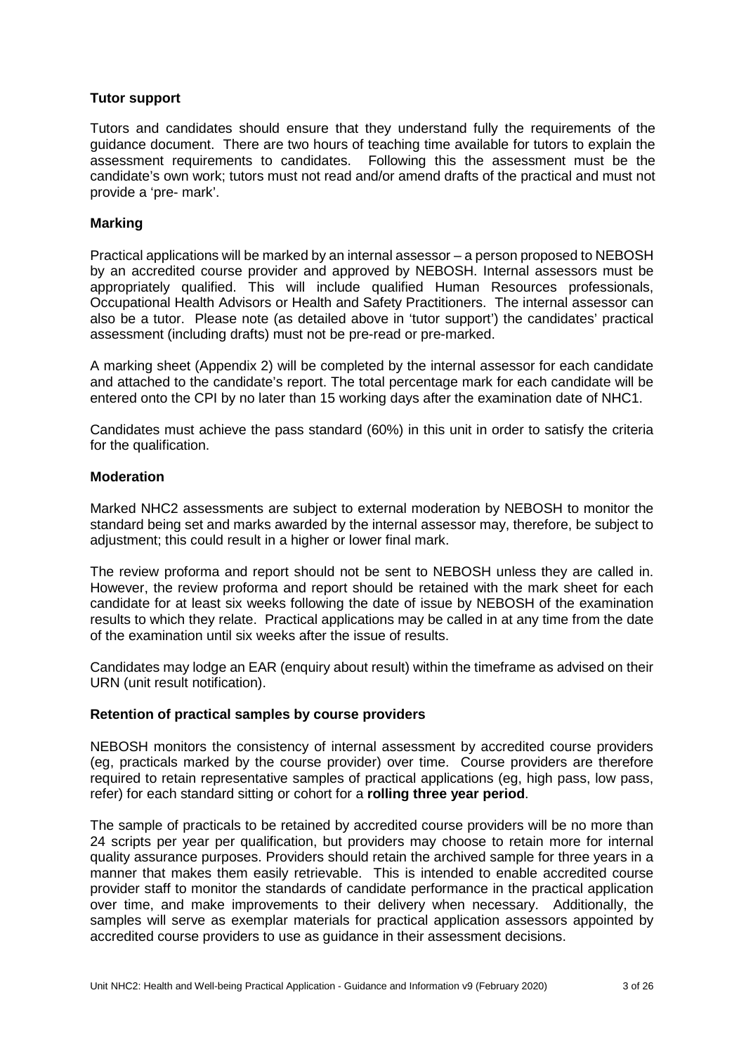### Tutor support

Tutors and candidates should ensure that they understand fully the requirements of the guidance document. There are two hours of teaching time available for tutors to explain the assessment requirements to candidates. Following this the assessment must be the candidate's own work; tutors must not read and/or amend drafts of the practical and must not provide a 'pre- mark'.

### Marking

Practical applications will be marked by an internal assessor – a person proposed to NEBOSH by an accredited course provider and approved by NEBOSH. Internal assessors must be appropriately qualified. This will include qualified Human Resources professionals, Occupational Health Advisors or Health and Safety Practitioners. The internal assessor can also be a tutor. Please note (as detailed above in 'tutor support') the candidates' practical assessment (including drafts) must not be pre-read or pre-marked.

A marking sheet (Appendix 2) will be completed by the internal assessor for each candidate and attached to the candidate's report. The total percentage mark for each candidate will be entered onto the CPI by no later than 15 working days after the examination date of NHC1.

Candidates must achieve the pass standard (60%) in this unit in order to satisfy the criteria for the qualification.

### Moderation

Marked NHC2 assessments are subject to external moderation by NEBOSH to monitor the standard being set and marks awarded by the internal assessor may, therefore, be subject to adjustment; this could result in a higher or lower final mark.

The review proforma and report should not be sent to NEBOSH unless they are called in. However, the review proforma and report should be retained with the mark sheet for each candidate for at least six weeks following the date of issue by NEBOSH of the examination results to which they relate. Practical applications may be called in at any time from the date of the examination until six weeks after the issue of results.

Candidates may lodge an EAR (enquiry about result) within the timeframe as advised on their URN (unit result notification).

### Retention of practical samples by course providers

NEBOSH monitors the consistency of internal assessment by accredited course providers (eg, practicals marked by the course provider) over time. Course providers are therefore required to retain representative samples of practical applications (eg, high pass, low pass, refer) for each standard sitting or cohort for a **rolling three year period**.

The sample of practicals to be retained by accredited course providers will be no more than 24 scripts per year per qualification, but providers may choose to retain more for internal quality assurance purposes. Providers should retain the archived sample for three years in a manner that makes them easily retrievable. This is intended to enable accredited course provider staff to monitor the standards of candidate performance in the practical application over time, and make improvements to their delivery when necessary. Additionally, the samples will serve as exemplar materials for practical application assessors appointed by accredited course providers to use as guidance in their assessment decisions.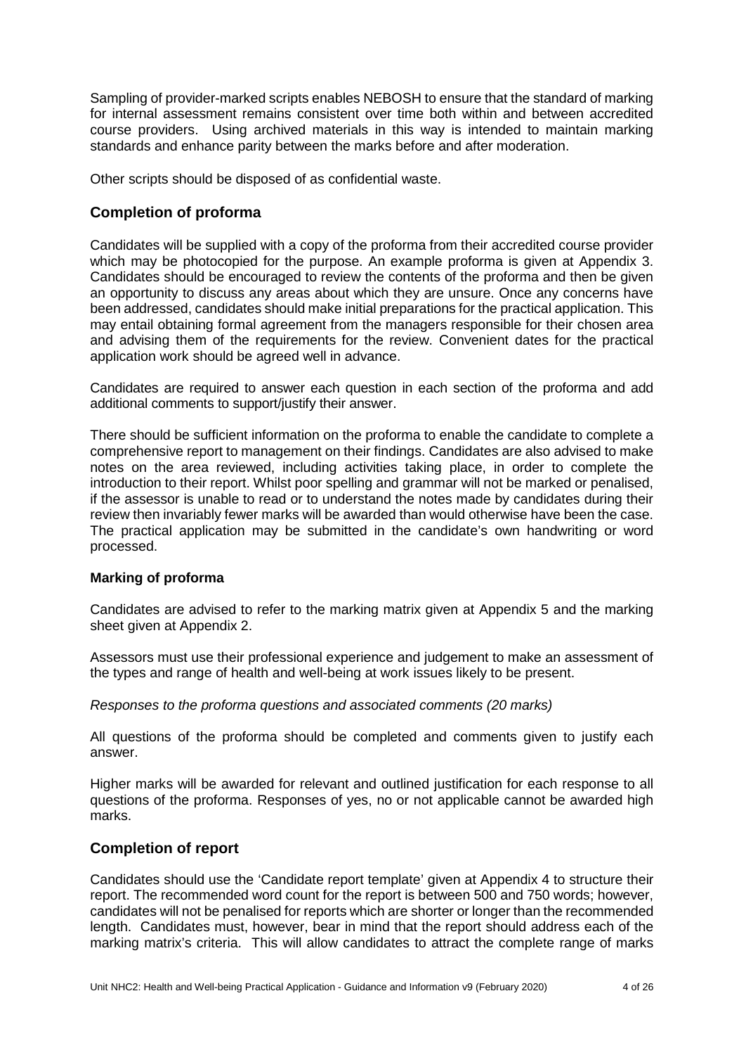Sampling of provider-marked scripts enables NEBOSH to ensure that the standard of marking for internal assessment remains consistent over time both within and between accredited course providers. Using archived materials in this way is intended to maintain marking standards and enhance parity between the marks before and after moderation.

Other scripts should be disposed of as confidential waste.

## Completion of proforma

Candidates will be supplied with a copy of the proforma from their accredited course provider which may be photocopied for the purpose. An example proforma is given at Appendix 3. Candidates should be encouraged to review the contents of the proforma and then be given an opportunity to discuss any areas about which they are unsure. Once any concerns have been addressed, candidates should make initial preparations for the practical application. This may entail obtaining formal agreement from the managers responsible for their chosen area and advising them of the requirements for the review. Convenient dates for the practical application work should be agreed well in advance.

Candidates are required to answer each question in each section of the proforma and add additional comments to support/justify their answer.

There should be sufficient information on the proforma to enable the candidate to complete a comprehensive report to management on their findings. Candidates are also advised to make notes on the area reviewed, including activities taking place, in order to complete the introduction to their report. Whilst poor spelling and grammar will not be marked or penalised, if the assessor is unable to read or to understand the notes made by candidates during their review then invariably fewer marks will be awarded than would otherwise have been the case. The practical application may be submitted in the candidate's own handwriting or word processed.

### Marking of proforma

Candidates are advised to refer to the marking matrix given at Appendix 5 and the marking sheet given at Appendix 2.

Assessors must use their professional experience and judgement to make an assessment of the types and range of health and well-being at work issues likely to be present.

*Responses to the proforma questions and associated comments (20 marks)*

All questions of the proforma should be completed and comments given to justify each answer.

Higher marks will be awarded for relevant and outlined justification for each response to all questions of the proforma. Responses of yes, no or not applicable cannot be awarded high marks.

## Completion of report

Candidates should use the 'Candidate report template' given at Appendix 4 to structure their report. The recommended word count for the report is between 500 and 750 words; however, candidates will not be penalised for reports which are shorter or longer than the recommended length. Candidates must, however, bear in mind that the report should address each of the marking matrix's criteria. This will allow candidates to attract the complete range of marks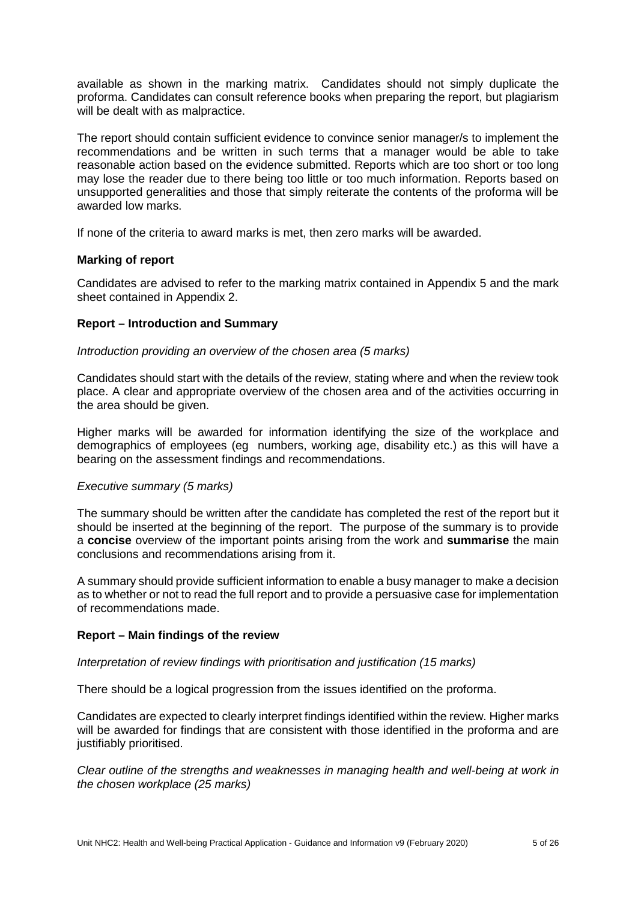available as shown in the marking matrix. Candidates should not simply duplicate the proforma. Candidates can consult reference books when preparing the report, but plagiarism will be dealt with as malpractice.

The report should contain sufficient evidence to convince senior manager/s to implement the recommendations and be written in such terms that a manager would be able to take reasonable action based on the evidence submitted. Reports which are too short or too long may lose the reader due to there being too little or too much information. Reports based on unsupported generalities and those that simply reiterate the contents of the proforma will be awarded low marks.

If none of the criteria to award marks is met, then zero marks will be awarded.

### Marking of report

Candidates are advised to refer to the marking matrix contained in Appendix 5 and the mark sheet contained in Appendix 2.

### Report – Introduction and Summary

*Introduction providing an overview of the chosen area (5 marks)*

Candidates should start with the details of the review, stating where and when the review took place. A clear and appropriate overview of the chosen area and of the activities occurring in the area should be given.

Higher marks will be awarded for information identifying the size of the workplace and demographics of employees (eg numbers, working age, disability etc.) as this will have a bearing on the assessment findings and recommendations.

*Executive summary (5 marks)*

The summary should be written after the candidate has completed the rest of the report but it should be inserted at the beginning of the report. The purpose of the summary is to provide a **concise** overview of the important points arising from the work and **summarise** the main conclusions and recommendations arising from it.

A summary should provide sufficient information to enable a busy manager to make a decision as to whether or not to read the full report and to provide a persuasive case for implementation of recommendations made.

### Report – Main findings of the review

*Interpretation of review findings with prioritisation and justification (15 marks)*

There should be a logical progression from the issues identified on the proforma.

Candidates are expected to clearly interpret findings identified within the review. Higher marks will be awarded for findings that are consistent with those identified in the proforma and are justifiably prioritised.

*Clear outline of the strengths and weaknesses in managing health and well-being at work in the chosen workplace (25 marks)*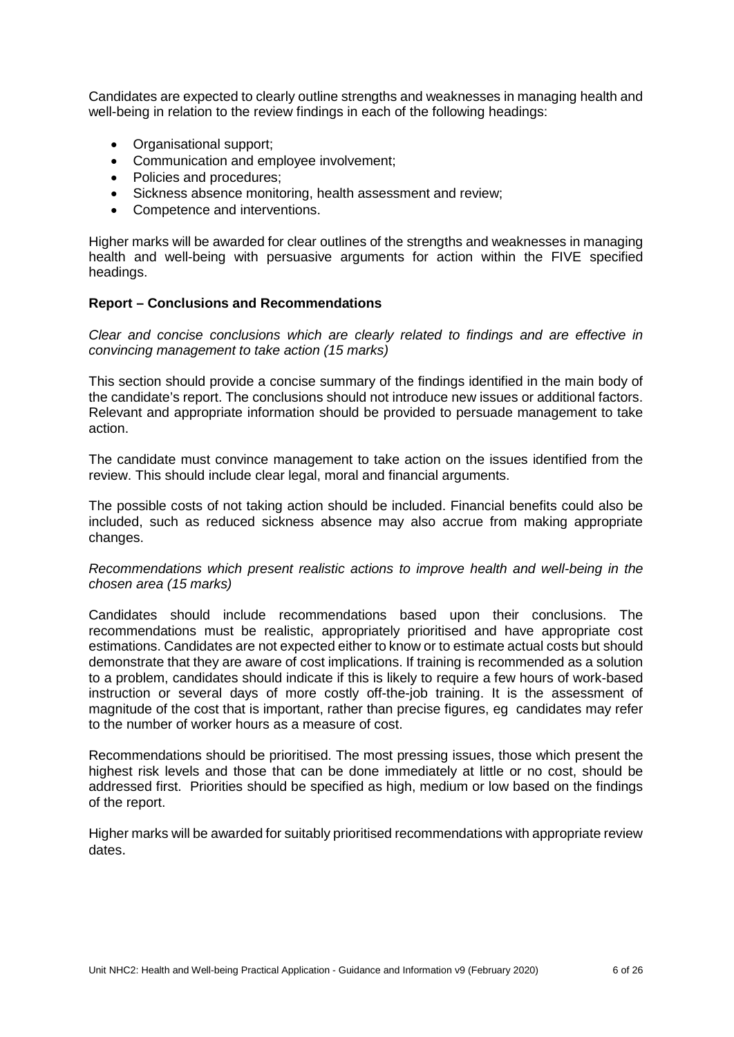Candidates are expected to clearly outline strengths and weaknesses in managing health and well-being in relation to the review findings in each of the following headings:

- Organisational support;
- Communication and employee involvement;
- Policies and procedures;
- Sickness absence monitoring, health assessment and review;
- Competence and interventions.

Higher marks will be awarded for clear outlines of the strengths and weaknesses in managing health and well-being with persuasive arguments for action within the FIVE specified headings.

**Report – Conclusions and Recommendations**

*Clear and concise conclusions which are clearly related to findings and are effective in convincing management to take action (15 marks)*

This section should provide a concise summary of the findings identified in the main body of the candidate's report. The conclusions should not introduce new issues or additional factors. Relevant and appropriate information should be provided to persuade management to take action.

The candidate must convince management to take action on the issues identified from the review. This should include clear legal, moral and financial arguments.

The possible costs of not taking action should be included. Financial benefits could also be included, such as reduced sickness absence may also accrue from making appropriate changes.

*Recommendations which present realistic actions to improve health and well-being in the chosen area (15 marks)*

Candidates should include recommendations based upon their conclusions. The recommendations must be realistic, appropriately prioritised and have appropriate cost estimations. Candidates are not expected either to know or to estimate actual costs but should demonstrate that they are aware of cost implications. If training is recommended as a solution to a problem, candidates should indicate if this is likely to require a few hours of work-based instruction or several days of more costly off-the-job training. It is the assessment of magnitude of the cost that is important, rather than precise figures, eg candidates may refer to the number of worker hours as a measure of cost.

Recommendations should be prioritised. The most pressing issues, those which present the highest risk levels and those that can be done immediately at little or no cost, should be addressed first. Priorities should be specified as high, medium or low based on the findings of the report.

Higher marks will be awarded for suitably prioritised recommendations with appropriate review dates.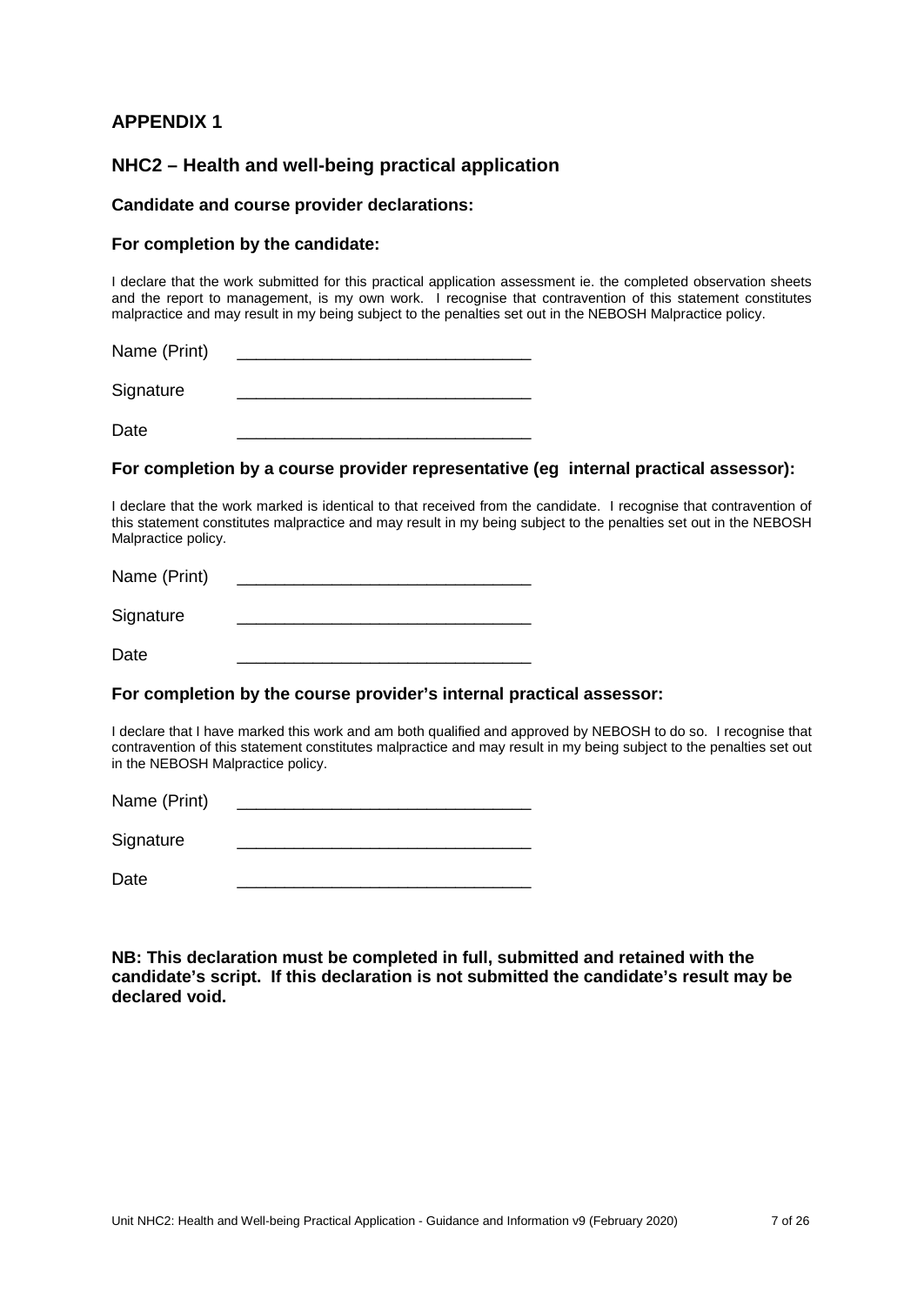# APPENDIX 1

## NHC2 – Health and well-being practical application

### Candidate and course provider declarations:

### For completion by the candidate:

I declare that the work submitted for this practical application assessment ie. the completed observation sheets and the report to management, is my own work. I recognise that contravention of this statement constitutes malpractice and may result in my being subject to the penalties set out in the NEBOSH Malpractice policy.

Name (Print) _______________________________

Signature _______________________________

Date _______________________________

### For completion by a course provider representative (eg internal practical assessor):

I declare that the work marked is identical to that received from the candidate. I recognise that contravention of this statement constitutes malpractice and may result in my being subject to the penalties set out in the NEBOSH Malpractice policy.

Name (Print) _______________________________

Signature _______________________________

Date _______________________________

### For completion by the course provider's internal practical assessor:

I declare that I have marked this work and am both qualified and approved by NEBOSH to do so. I recognise that contravention of this statement constitutes malpractice and may result in my being subject to the penalties set out in the NEBOSH Malpractice policy.

Name (Print) _______________________________

Signature _______________________________

Date _______________________________

**NB: This declaration must be completed in full, submitted and retained with the candidate's script. If this declaration is not submitted the candidate's result may be declared void.**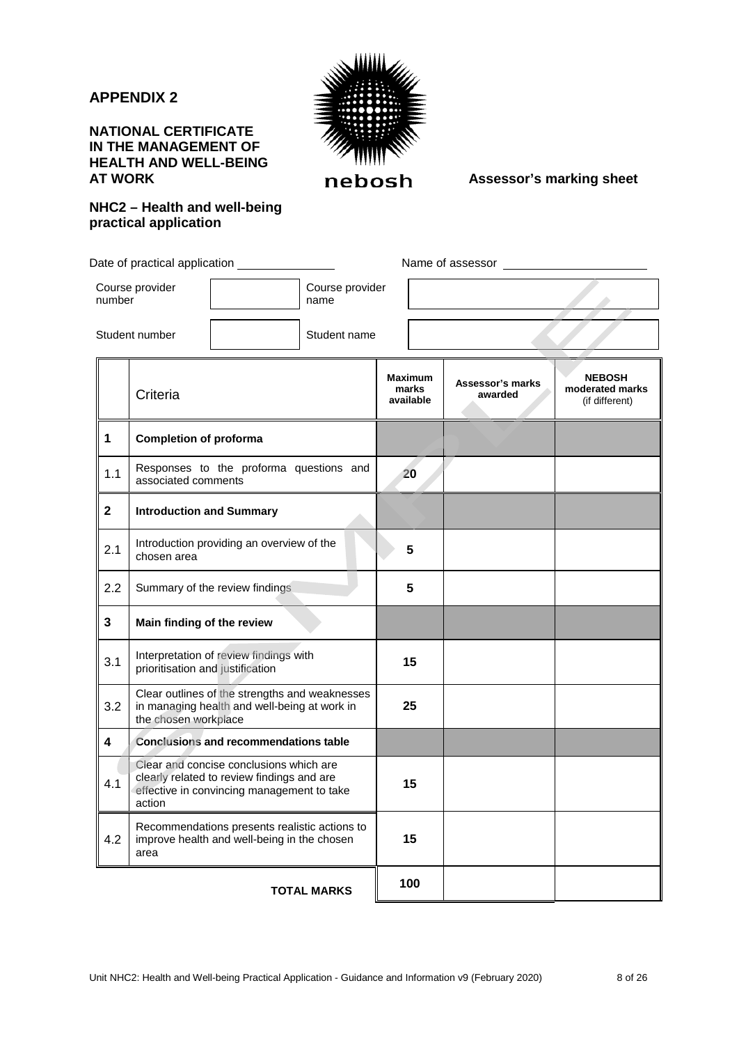# APPENDIX 2

**NATIONAL CERTIFICATE IN THE MANAGEMENT OF HEALTH AND WELL-BEING AT WORK**

**Assessor's marking sheet**

**NHC2 – Health and well-being practical application**

Date of practical application ______________ Name of assessor ____________________

| Course provider number | | Course provider name | |
|---|---|---|---|
| Student number | | Student name | |

| | Criteria | Maximum marks available | Assessor's marks awarded | NEBOSH moderated marks (if different) |
|---|---|---|---|---|
| **1** | **Completion of proforma** | | | |
| 1.1 | Responses to the proforma questions and associated comments | **20** | | |
| **2** | **Introduction and Summary** | | | |
| 2.1 | Introduction providing an overview of the chosen area | **5** | | |
| 2.2 | Summary of the review findings | **5** | | |
| **3** | **Main finding of the review** | | | |
| 3.1 | Interpretation of review findings with prioritisation and justification | **15** | | |
| 3.2 | Clear outlines of the strengths and weaknesses in managing health and well-being at work in the chosen workplace | **25** | | |
| **4** | **Conclusions and recommendations table** | | | |
| 4.1 | Clear and concise conclusions which are clearly related to review findings and are effective in convincing management to take action | **15** | | |
| 4.2 | Recommendations presents realistic actions to improve health and well-being in the chosen area | **15** | | |
| | **TOTAL MARKS** | **100** | | |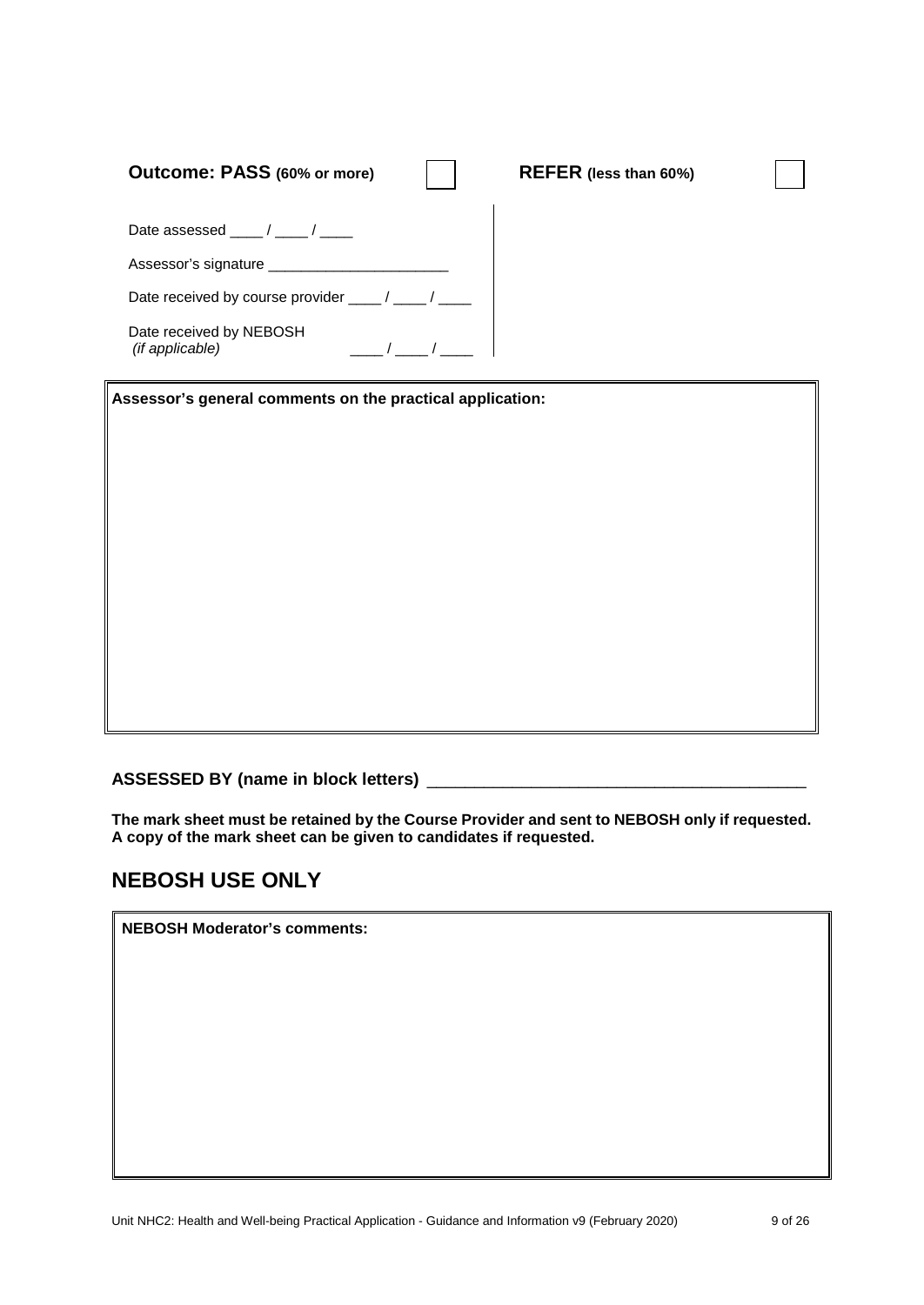**Outcome: PASS** **(60% or more)** ☐ **REFER** **(less than 60%)** ☐

Date assessed ____ / ____ / ____

Assessor's signature ______________________

Date received by course provider ____ / ____ / ____

Date received by NEBOSH *(if applicable)* ____ / ____ / ____

| **Assessor's general comments on the practical application:** |
| --- |
| |

**ASSESSED BY (name in block letters)** ________________________________________

**The mark sheet must be retained by the Course Provider and sent to NEBOSH only if requested. A copy of the mark sheet can be given to candidates if requested.**

## NEBOSH USE ONLY

| **NEBOSH Moderator's comments:** |
| --- |
| |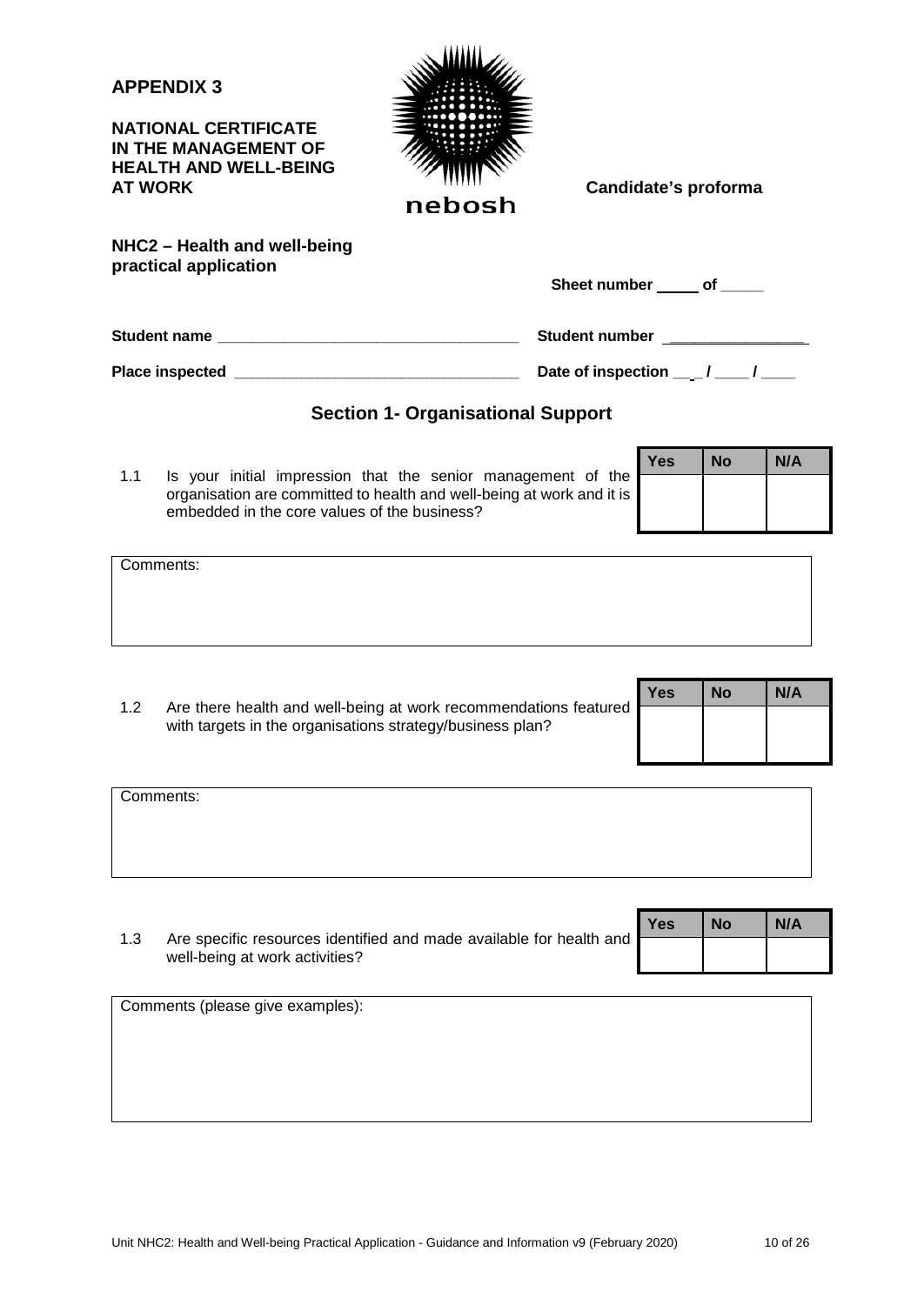**APPENDIX 3**

**NATIONAL CERTIFICATE IN THE MANAGEMENT OF HEALTH AND WELL-BEING AT WORK**

nebosh

**Candidate's proforma**

**NHC2 – Health and well-being practical application**

**Sheet number _____ of _____**

**Student name** ___________________________________ **Student number** ________________

**Place inspected** ________________________________ **Date of inspection** ___ / ____ / ____

## Section 1- Organisational Support

1.1 Is your initial impression that the senior management of the organisation are committed to health and well-being at work and it is embedded in the core values of the business?

| Yes | No | N/A |
|---|---|---|
| | | |

Comments:

1.2 Are there health and well-being at work recommendations featured with targets in the organisations strategy/business plan?

| Yes | No | N/A |
|---|---|---|
| | | |

Comments:

1.3 Are specific resources identified and made available for health and well-being at work activities?

| Yes | No | N/A |
|---|---|---|
| | | |

Comments (please give examples):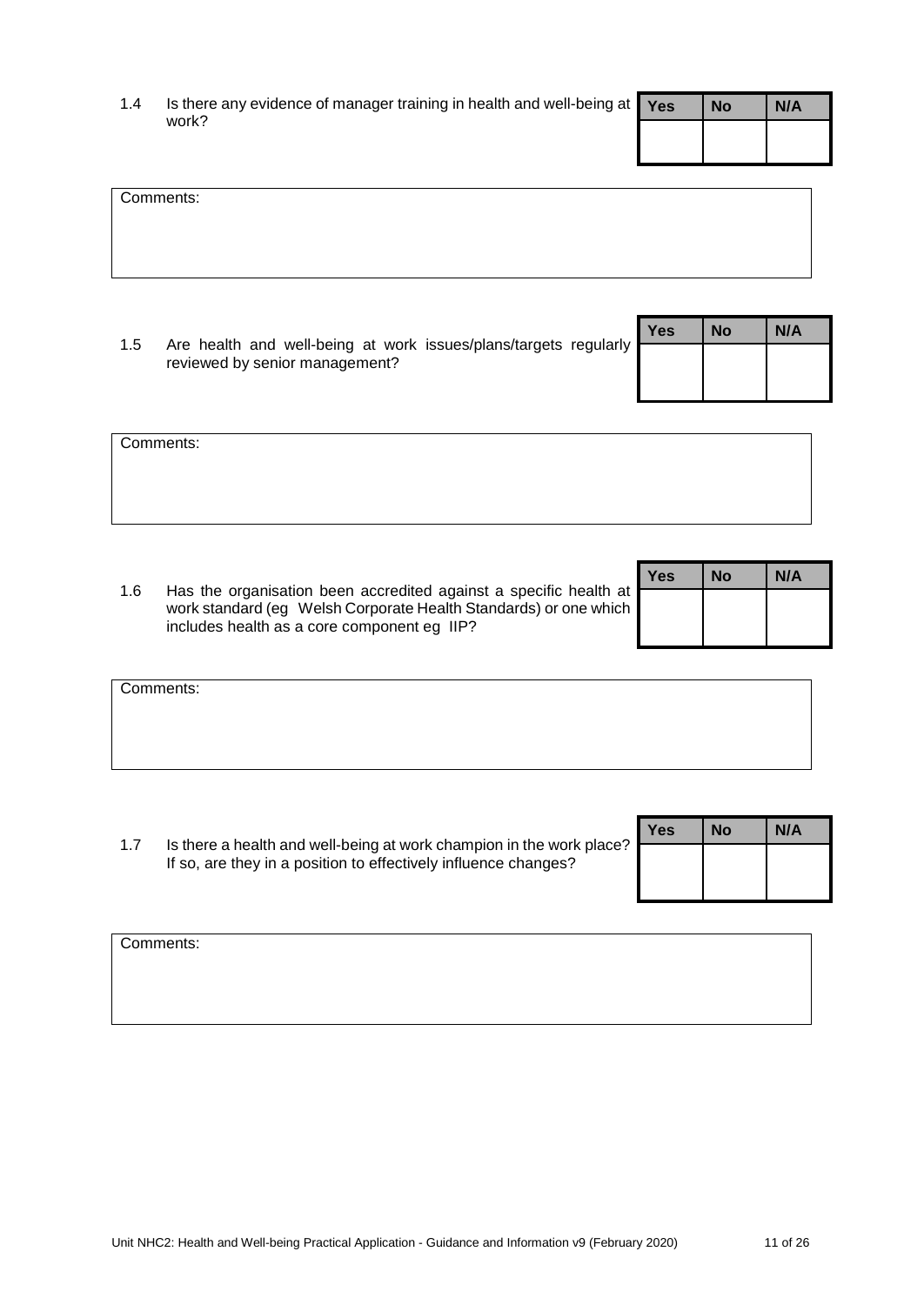1.4 Is there any evidence of manager training in health and well-being at work?

| Yes | No | N/A |
|---|---|---|
| | | |

Comments:

1.5 Are health and well-being at work issues/plans/targets regularly reviewed by senior management?

| Yes | No | N/A |
|---|---|---|
| | | |

Comments:

1.6 Has the organisation been accredited against a specific health at work standard (eg Welsh Corporate Health Standards) or one which includes health as a core component eg IIP?

| Yes | No | N/A |
|---|---|---|
| | | |

Comments:

1.7 Is there a health and well-being at work champion in the work place? If so, are they in a position to effectively influence changes?

| Yes | No | N/A |
|---|---|---|
| | | |

Comments: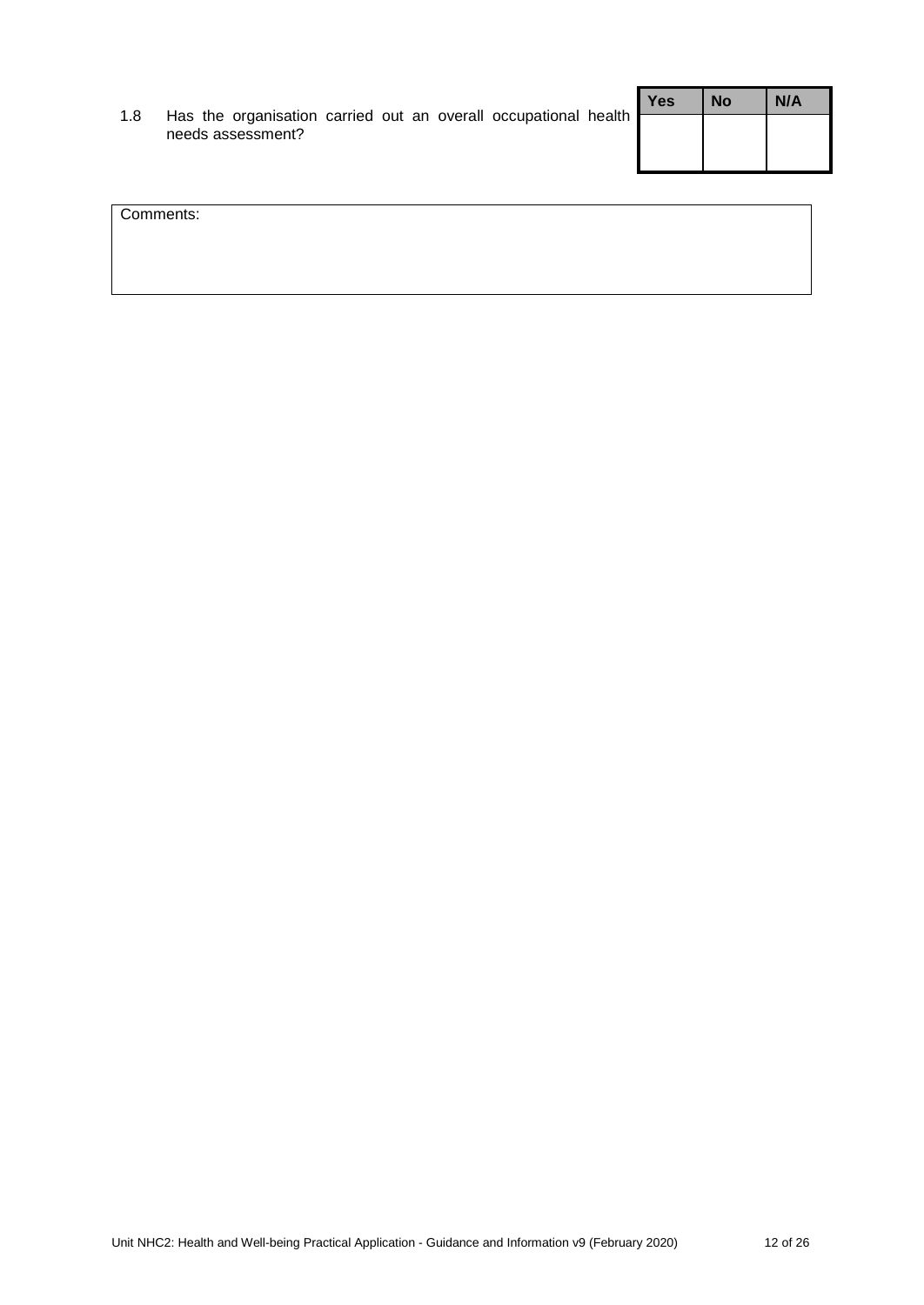1.8 Has the organisation carried out an overall occupational health needs assessment?

| Yes | No | N/A |
|---|---|---|
| | | |

| Comments: |
|---|
| |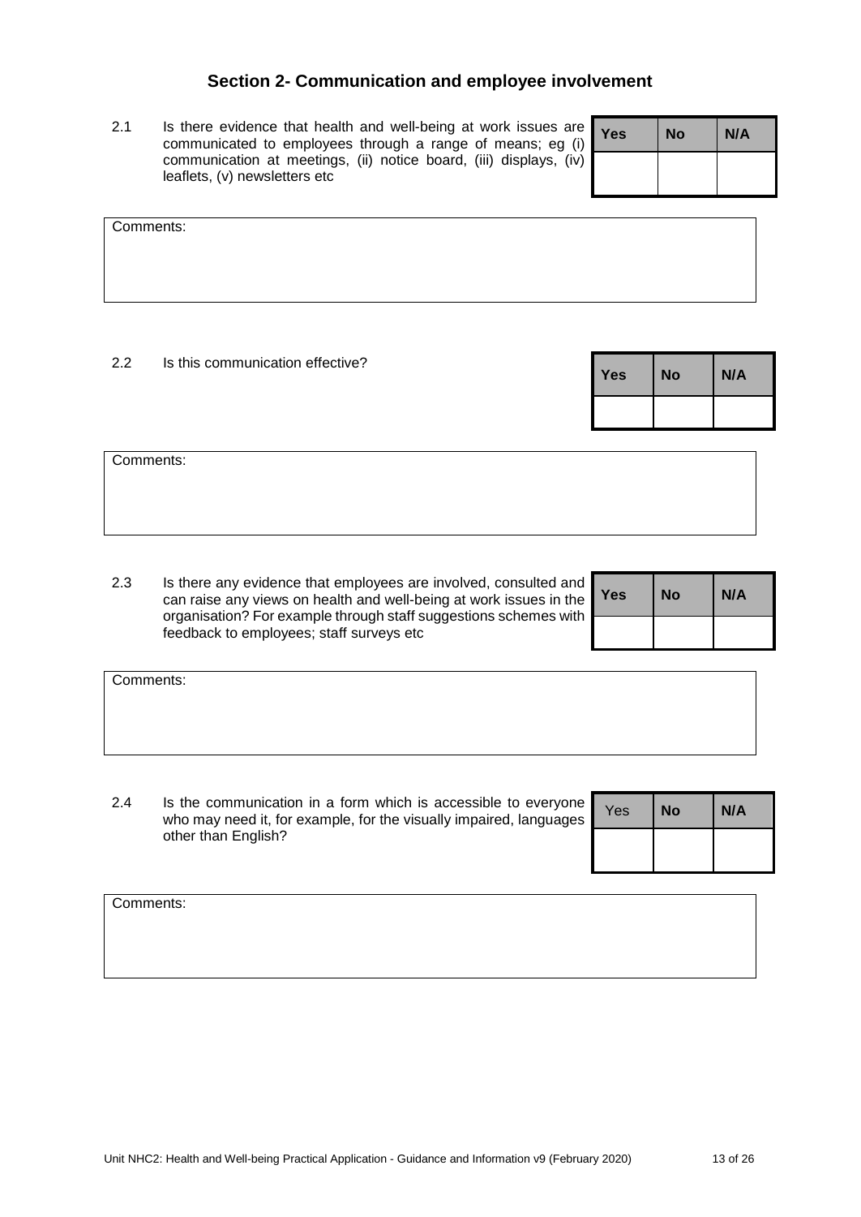## Section 2- Communication and employee involvement

2.1 Is there evidence that health and well-being at work issues are communicated to employees through a range of means; eg (i) communication at meetings, (ii) notice board, (iii) displays, (iv) leaflets, (v) newsletters etc

| Yes | No | N/A |
|---|---|---|
| | | |

Comments:

2.2 Is this communication effective?

| Yes | No | N/A |
|---|---|---|
| | | |

Comments:

2.3 Is there any evidence that employees are involved, consulted and can raise any views on health and well-being at work issues in the organisation? For example through staff suggestions schemes with feedback to employees; staff surveys etc

| Yes | No | N/A |
|---|---|---|
| | | |

Comments:

2.4 Is the communication in a form which is accessible to everyone who may need it, for example, for the visually impaired, languages other than English?

| Yes | No | N/A |
|---|---|---|
| | | |

Comments: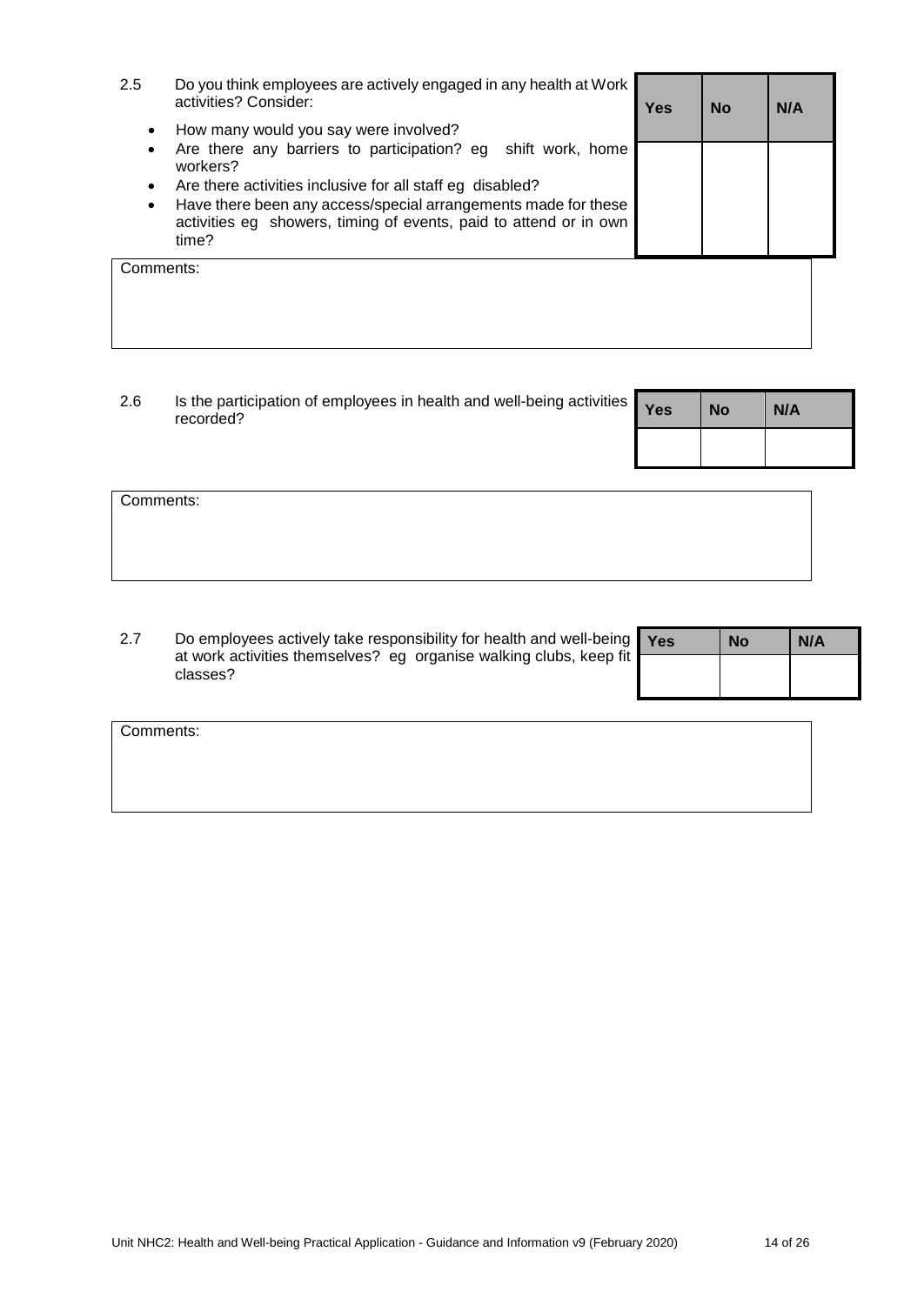2.5 Do you think employees are actively engaged in any health at Work activities? Consider:

- How many would you say were involved?
- Are there any barriers to participation? eg shift work, home workers?
- Are there activities inclusive for all staff eg disabled?
- Have there been any access/special arrangements made for these activities eg showers, timing of events, paid to attend or in own time?

| Yes | No | N/A |
|---|---|---|
| | | |

Comments:

2.6 Is the participation of employees in health and well-being activities recorded?

| Yes | No | N/A |
|---|---|---|
| | | |

Comments:

2.7 Do employees actively take responsibility for health and well-being at work activities themselves? eg organise walking clubs, keep fit classes?

| Yes | No | N/A |
|---|---|---|
| | | |

Comments: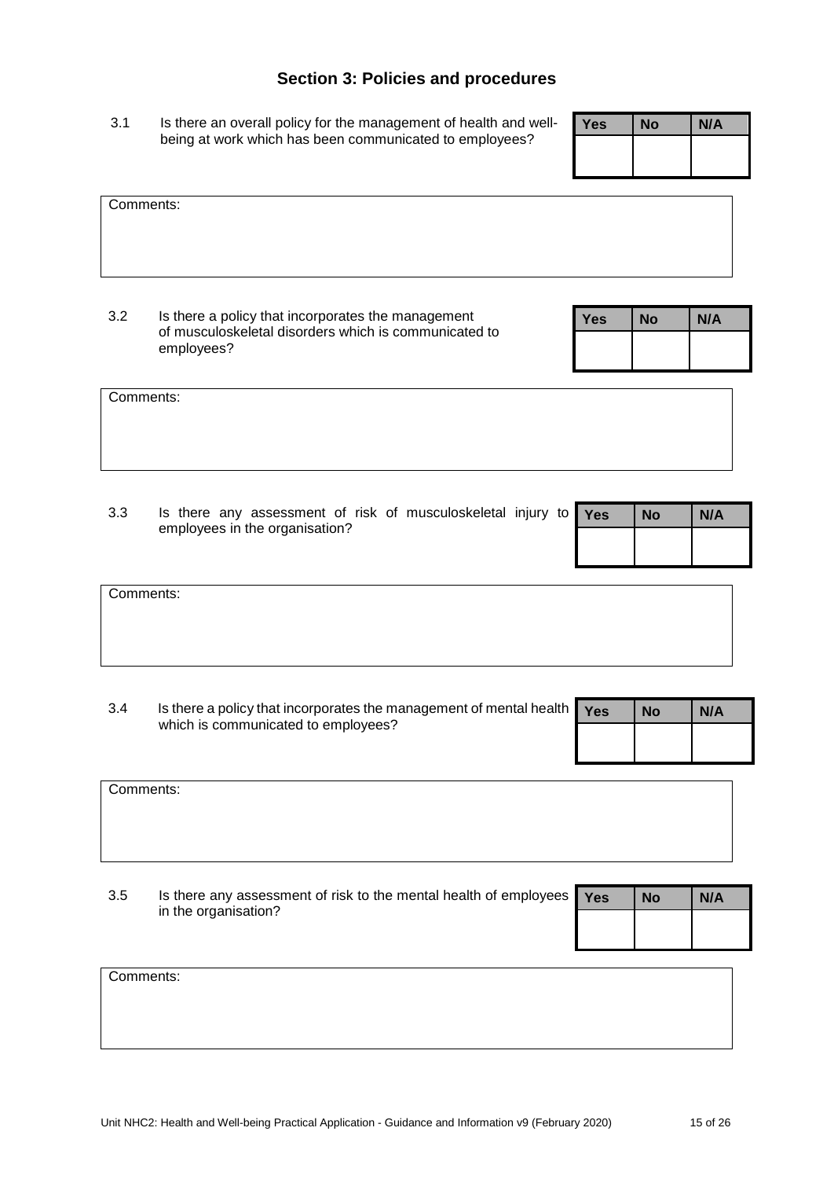## Section 3: Policies and procedures

3.1 Is there an overall policy for the management of health and well-being at work which has been communicated to employees?

| Yes | No | N/A |
|---|---|---|
| | | |

Comments:

3.2 Is there a policy that incorporates the management of musculoskeletal disorders which is communicated to employees?

| Yes | No | N/A |
|---|---|---|
| | | |

Comments:

3.3 Is there any assessment of risk of musculoskeletal injury to employees in the organisation?

| Yes | No | N/A |
|---|---|---|
| | | |

Comments:

3.4 Is there a policy that incorporates the management of mental health which is communicated to employees?

| Yes | No | N/A |
|---|---|---|
| | | |

Comments:

3.5 Is there any assessment of risk to the mental health of employees in the organisation?

| Yes | No | N/A |
|---|---|---|
| | | |

Comments: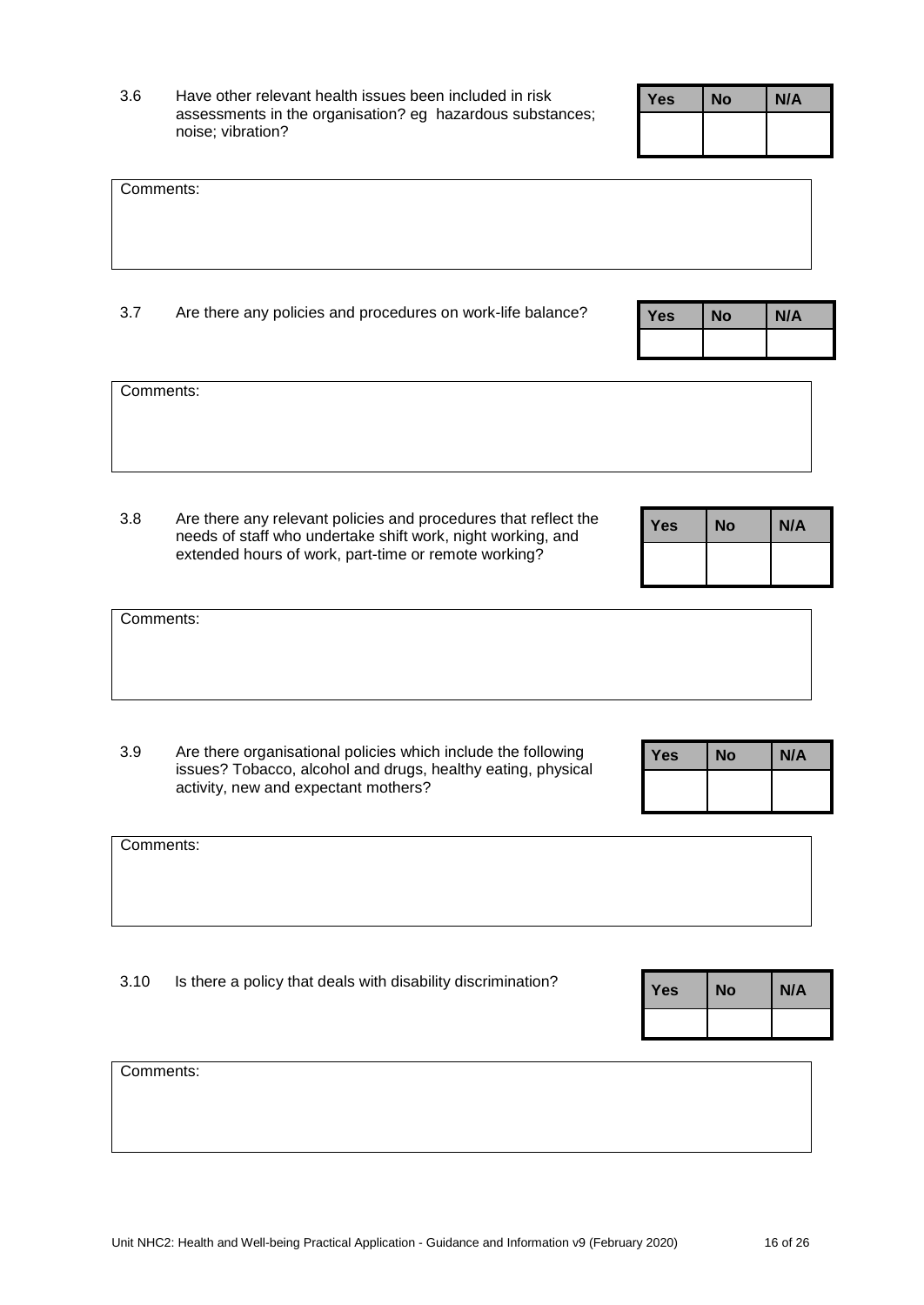3.6 Have other relevant health issues been included in risk assessments in the organisation? eg hazardous substances; noise; vibration?

| Yes | No | N/A |
|---|---|---|
| | | |

Comments:

3.7 Are there any policies and procedures on work-life balance?

| Yes | No | N/A |
|---|---|---|
| | | |

Comments:

3.8 Are there any relevant policies and procedures that reflect the needs of staff who undertake shift work, night working, and extended hours of work, part-time or remote working?

| Yes | No | N/A |
|---|---|---|
| | | |

Comments:

3.9 Are there organisational policies which include the following issues? Tobacco, alcohol and drugs, healthy eating, physical activity, new and expectant mothers?

| Yes | No | N/A |
|---|---|---|
| | | |

Comments:

3.10 Is there a policy that deals with disability discrimination?

| Yes | No | N/A |
|---|---|---|
| | | |

Comments: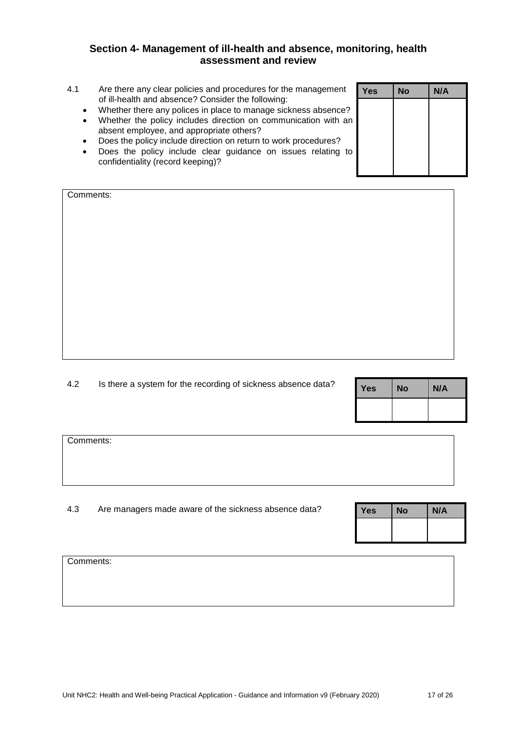## Section 4- Management of ill-health and absence, monitoring, health assessment and review

4.1 Are there any clear policies and procedures for the management of ill-health and absence? Consider the following:

- Whether there any polices in place to manage sickness absence?
- Whether the policy includes direction on communication with an absent employee, and appropriate others?
- Does the policy include direction on return to work procedures?
- Does the policy include clear guidance on issues relating to confidentiality (record keeping)?

| Yes | No | N/A |
|---|---|---|
| | | |

Comments:

4.2 Is there a system for the recording of sickness absence data?

| Yes | No | N/A |
|---|---|---|
| | | |

Comments:

4.3 Are managers made aware of the sickness absence data?

| Yes | No | N/A |
|---|---|---|
| | | |

Comments: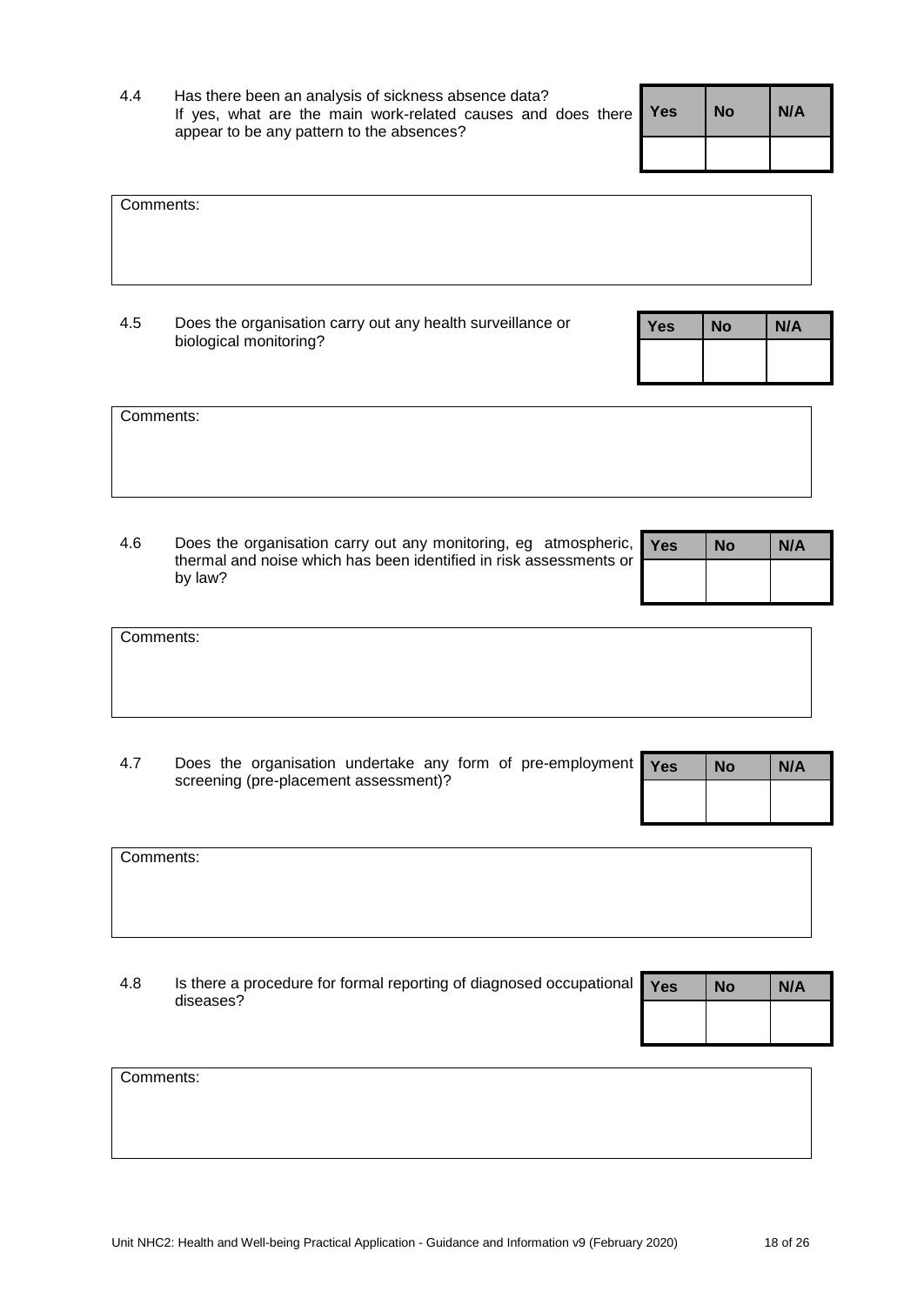4.4 Has there been an analysis of sickness absence data? If yes, what are the main work-related causes and does there appear to be any pattern to the absences?

| Yes | No | N/A |
|---|---|---|
| | | |

Comments:

4.5 Does the organisation carry out any health surveillance or biological monitoring?

| Yes | No | N/A |
|---|---|---|
| | | |

Comments:

4.6 Does the organisation carry out any monitoring, eg atmospheric, thermal and noise which has been identified in risk assessments or by law?

| Yes | No | N/A |
|---|---|---|
| | | |

Comments:

4.7 Does the organisation undertake any form of pre-employment screening (pre-placement assessment)?

| Yes | No | N/A |
|---|---|---|
| | | |

Comments:

4.8 Is there a procedure for formal reporting of diagnosed occupational diseases?

| Yes | No | N/A |
|---|---|---|
| | | |

Comments: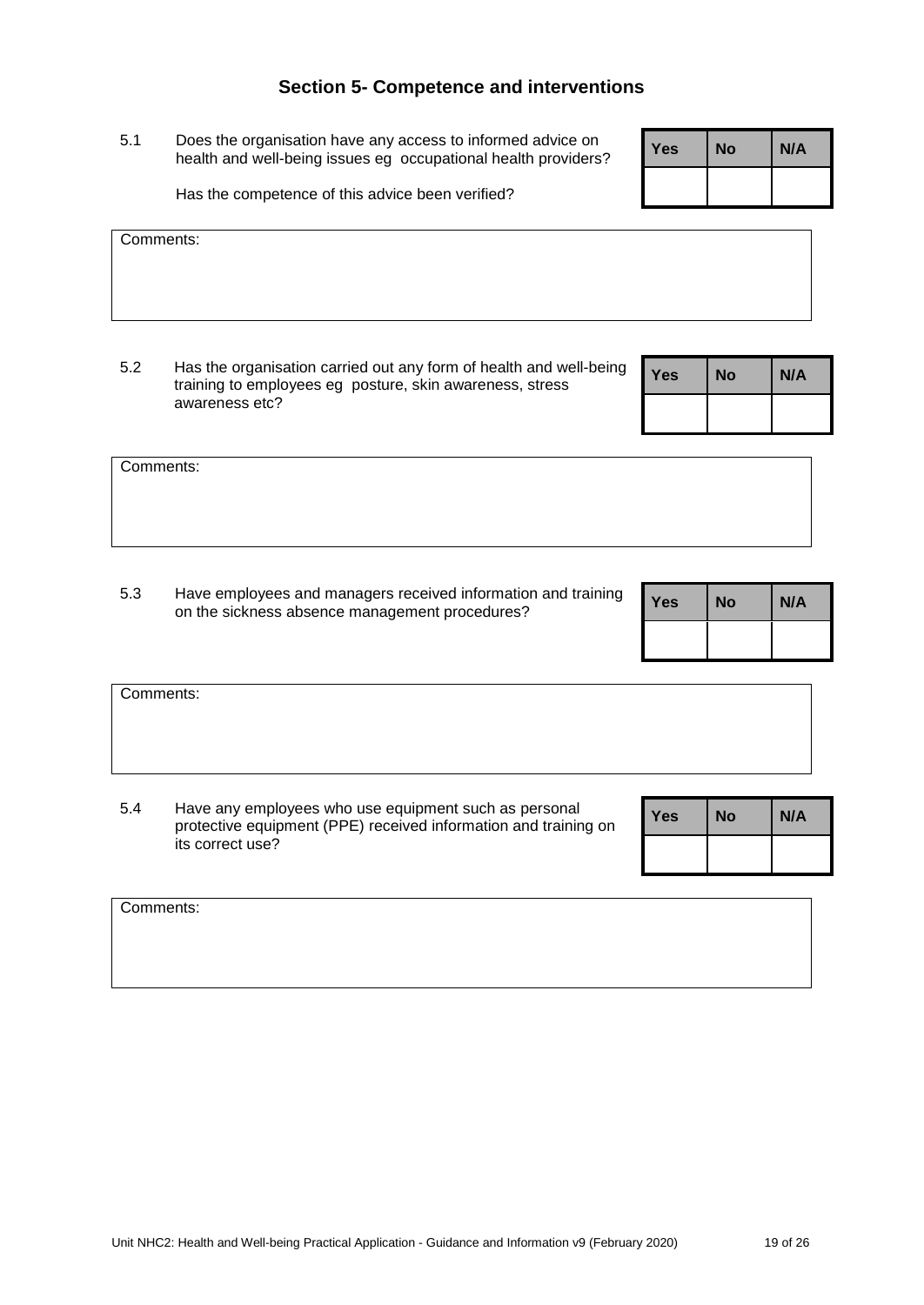## Section 5- Competence and interventions

5.1 Does the organisation have any access to informed advice on health and well-being issues eg occupational health providers?

Has the competence of this advice been verified?

| Yes | No | N/A |
|---|---|---|
| | | |

Comments:

5.2 Has the organisation carried out any form of health and well-being training to employees eg posture, skin awareness, stress awareness etc?

| Yes | No | N/A |
|---|---|---|
| | | |

Comments:

5.3 Have employees and managers received information and training on the sickness absence management procedures?

| Yes | No | N/A |
|---|---|---|
| | | |

Comments:

5.4 Have any employees who use equipment such as personal protective equipment (PPE) received information and training on its correct use?

| Yes | No | N/A |
|---|---|---|
| | | |

Comments:

Unit NHC2: Health and Well-being Practical Application - Guidance and Information v9 (February 2020)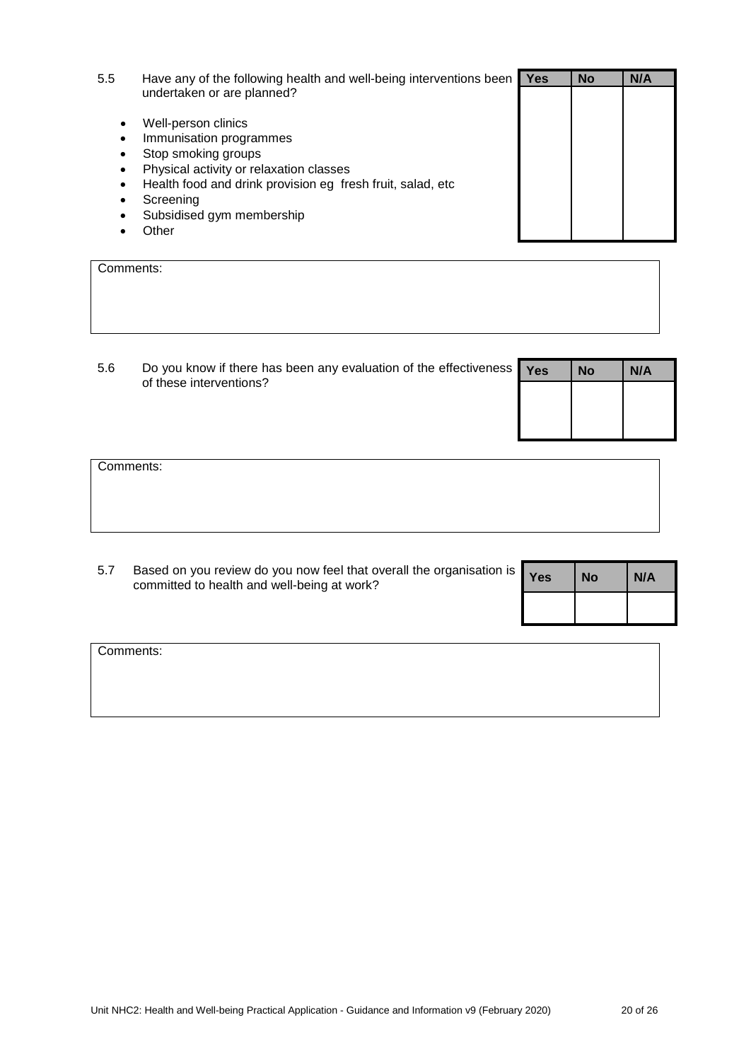5.5 Have any of the following health and well-being interventions been undertaken or are planned?

- Well-person clinics
- Immunisation programmes
- Stop smoking groups
- Physical activity or relaxation classes
- Health food and drink provision eg fresh fruit, salad, etc
- Screening
- Subsidised gym membership
- Other

| Yes | No | N/A |
|---|---|---|
| | | |

Comments:

5.6 Do you know if there has been any evaluation of the effectiveness of these interventions?

| Yes | No | N/A |
|---|---|---|
| | | |

Comments:

5.7 Based on you review do you now feel that overall the organisation is committed to health and well-being at work?

| Yes | No | N/A |
|---|---|---|
| | | |

Comments: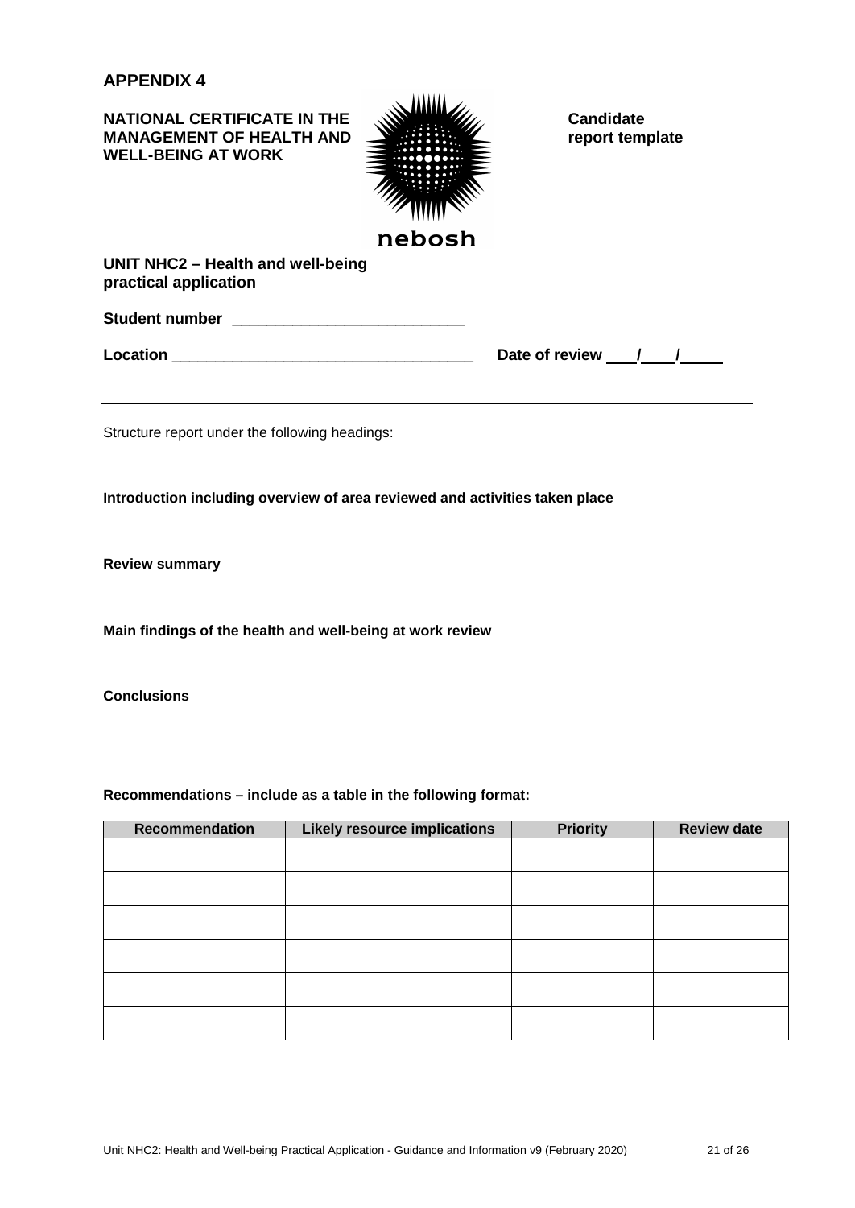# APPENDIX 4

**NATIONAL CERTIFICATE IN THE MANAGEMENT OF HEALTH AND WELL-BEING AT WORK**

nebosh

**Candidate report template**

**UNIT NHC2 – Health and well-being practical application**

**Student number** ____________________________

**Location** ____________________________________ **Date of review** ___/___/_____

---

Structure report under the following headings:

**Introduction including overview of area reviewed and activities taken place**

**Review summary**

**Main findings of the health and well-being at work review**

**Conclusions**

**Recommendations – include as a table in the following format:**

| Recommendation | Likely resource implications | Priority | Review date |
|---|---|---|---|
| | | | |
| | | | |
| | | | |
| | | | |
| | | | |
| | | | |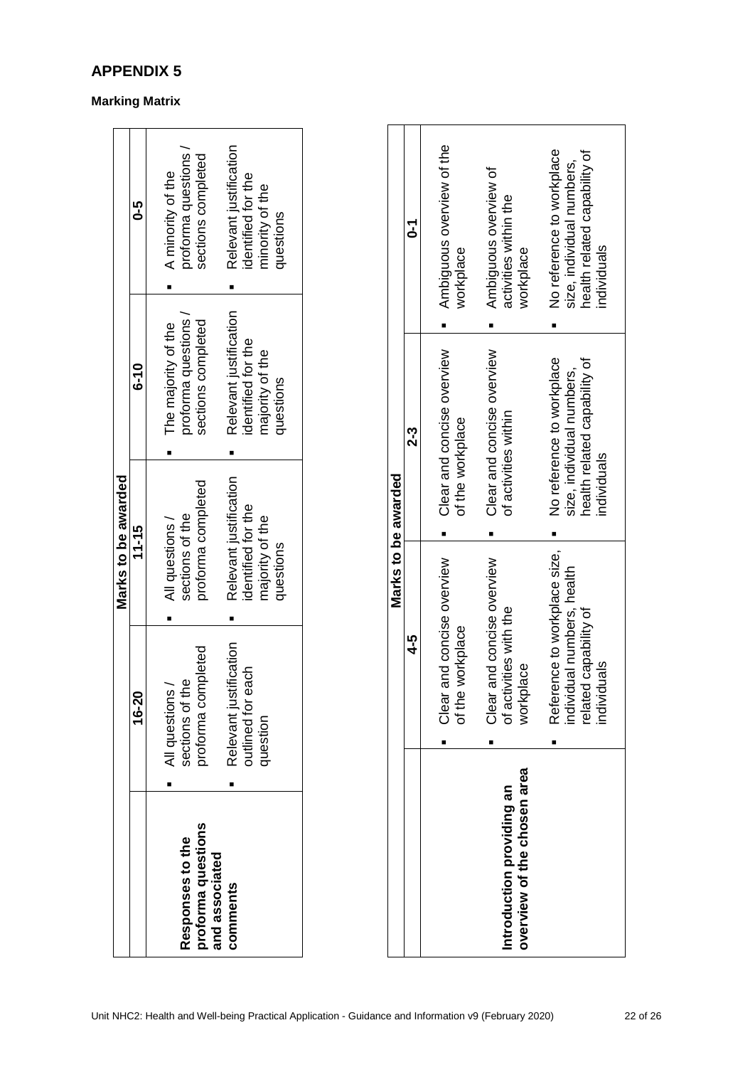## APPENDIX 5

**Marking Matrix**

| | Marks to be awarded | | | |
|---|---|---|---|---|
| | **16-20** | **11-15** | **6-10** | **0-5** |
| **Responses to the proforma questions and associated comments** | ▪ All questions / sections of the proforma completed<br>▪ Relevant justification outlined for each question | ▪ All questions / sections of the proforma completed<br>▪ Relevant justification identified for the majority of the questions | ▪ The majority of the proforma questions / sections completed<br>▪ Relevant justification identified for the majority of the questions | ▪ A minority of the proforma questions / sections completed<br>▪ Relevant justification identified for the minority of the questions |

| | Marks to be awarded | | |
|---|---|---|---|
| | **4-5** | **2-3** | **0-1** |
| **Introduction providing an overview of the chosen area** | ▪ Clear and concise overview of the workplace<br>▪ Clear and concise overview of activities with the workplace<br>▪ Reference to workplace size, individual numbers, health related capability of individuals | ▪ Clear and concise overview of the workplace<br>▪ Clear and concise overview of activities within<br>▪ No reference to workplace size, individual numbers, health related capability of individuals | ▪ Ambiguous overview of the workplace<br>▪ Ambiguous overview of activities within the workplace<br>▪ No reference to workplace size, individual numbers, health related capability of individuals |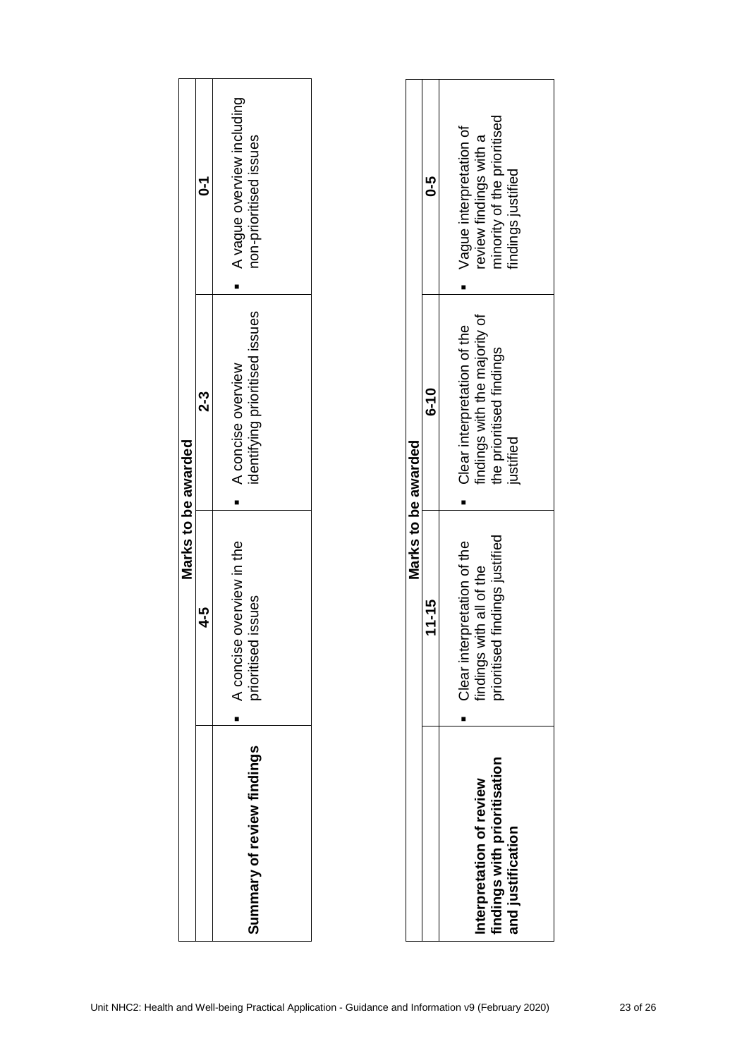| | Marks to be awarded | | |
|---|---|---|---|
| | **4-5** | **2-3** | **0-1** |
| **Summary of review findings** | ▪ A concise overview in the prioritised issues | ▪ A concise overview identifying prioritised issues | ▪ A vague overview including non-prioritised issues |

| | Marks to be awarded | | |
|---|---|---|---|
| | **11-15** | **6-10** | **0-5** |
| **Interpretation of review findings with prioritisation and justification** | ▪ Clear interpretation of the findings with all of the prioritised findings justified | ▪ Clear interpretation of the findings with the majority of the prioritised findings justified | ▪ Vague interpretation of review findings with a minority of the prioritised findings justified |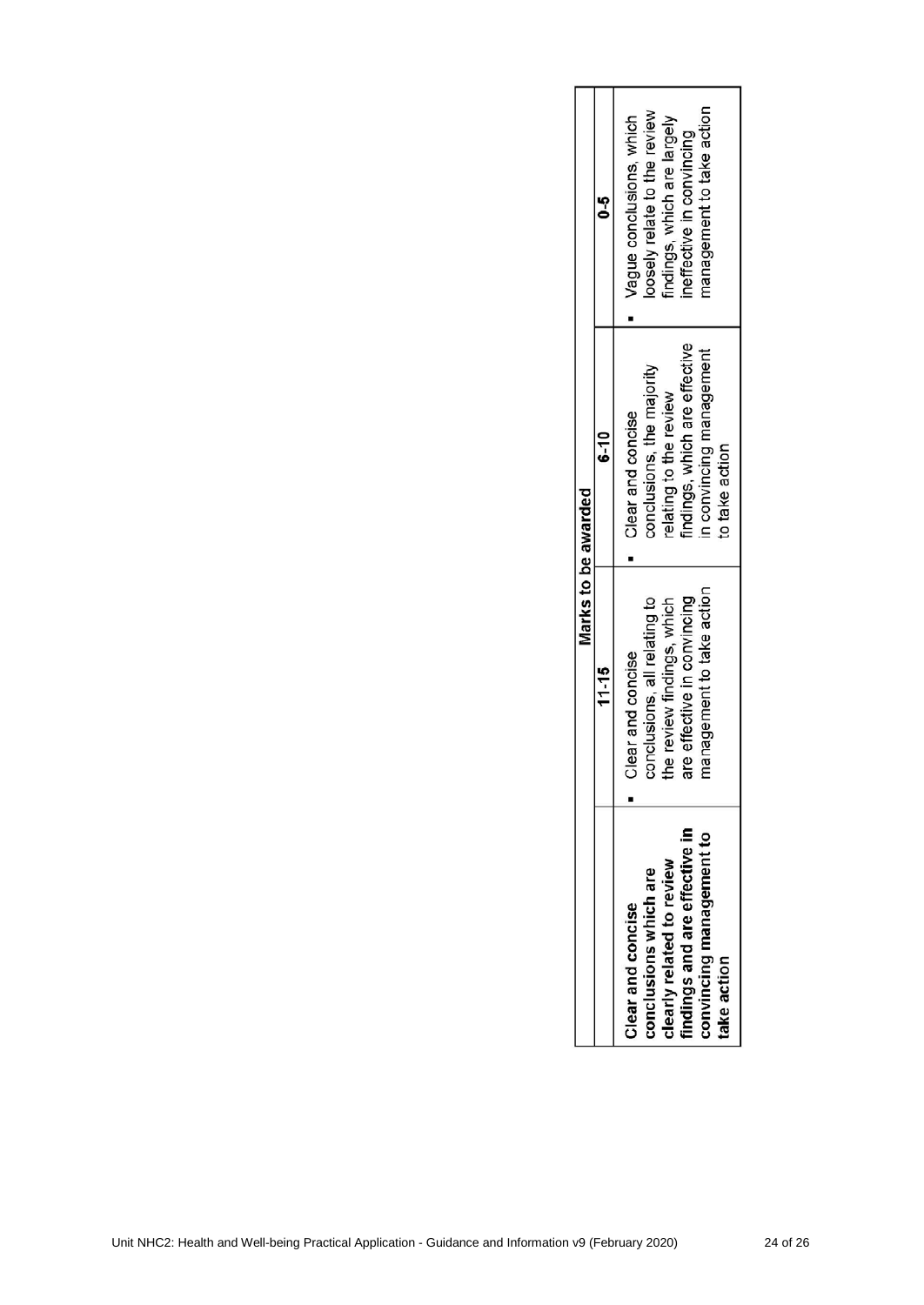| | Marks to be awarded | | |
|---|---|---|---|
| | **11-15** | **6-10** | **0-5** |
| **Clear and concise conclusions which are clearly related to review findings and are effective in convincing management to take action** | ▪ Clear and concise conclusions, all relating to the review findings, which are effective in convincing management to take action | ▪ Clear and concise conclusions, the majority relating to the review findings, which are effective in convincing management to take action | ▪ Vague conclusions, which loosely relate to the review findings, which are largely ineffective in convincing management to take action |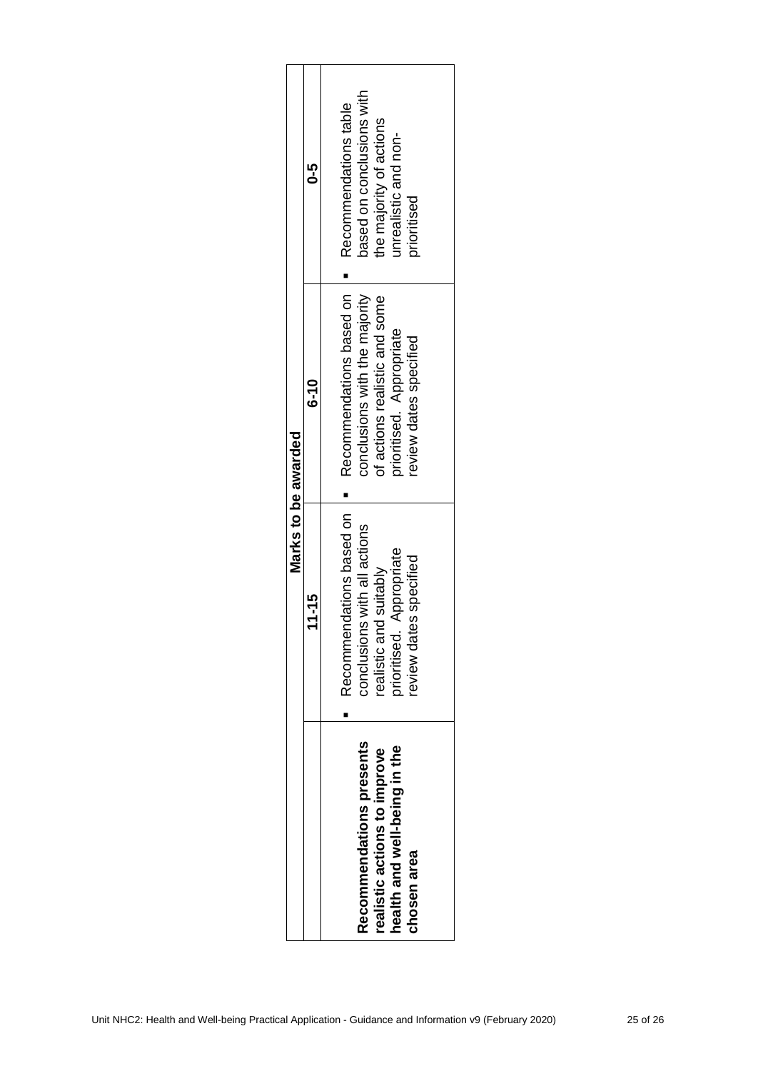| | Marks to be awarded | | |
|---|---|---|---|
| | **11-15** | **6-10** | **0-5** |
| **Recommendations presents realistic actions to improve health and well-being in the chosen area** | ▪ Recommendations based on conclusions with all actions realistic and suitably prioritised. Appropriate review dates specified | ▪ Recommendations based on conclusions with the majority of actions realistic and some prioritised. Appropriate review dates specified | ▪ Recommendations table based on conclusions with the majority of actions unrealistic and non-prioritised |